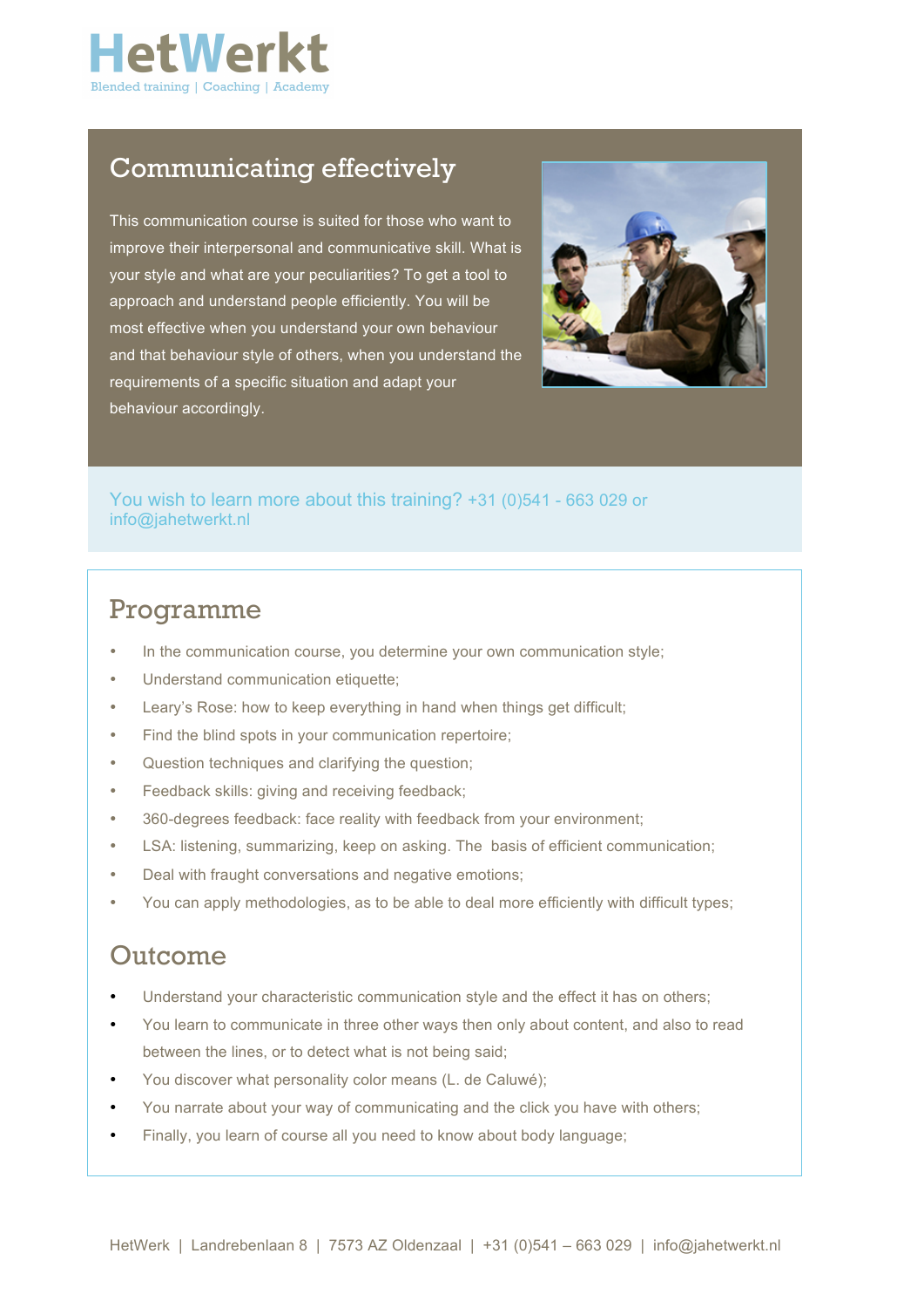# HetWerkt

Blended training | Coaching | Academy

## Communicating effectively

This communication course is suited for those who want to improve their interpersonal and communicative skill. What is your style and what are your peculiarities? To get a tool to approach and understand people efficiently. You will be most effective when you understand your own behaviour and that behaviour style of others, when you understand the requirements of a specific situation and adapt your behaviour accordingly.

You wish to learn more about this training? +31 (0)541 - 663 029 or info@jahetwerkt.nl

## Programme

- In the communication course, you determine your own communication style;
- Understand communication etiquette;
- Leary's Rose: how to keep everything in hand when things get difficult;
- Find the blind spots in your communication repertoire;
- Question techniques and clarifying the question;
- Feedback skills: giving and receiving feedback;
- 360-degrees feedback: face reality with feedback from your environment;
- LSA: listening, summarizing, keep on asking. The basis of efficient communication;
- Deal with fraught conversations and negative emotions;
- You can apply methodologies, as to be able to deal more efficiently with difficult types;

## Outcome

- Understand your characteristic communication style and the effect it has on others;
- You learn to communicate in three other ways then only about content, and also to read between the lines, or to detect what is not being said;
- You discover what personality color means (L. de Caluwé);
- You narrate about your way of communicating and the click you have with others;
- Finally, you learn of course all you need to know about body language;

HetWerk | Landrebenlaan 8 | 7573 AZ Oldenzaal | +31 (0)541 – 663 029 | info@jahetwerkt.nl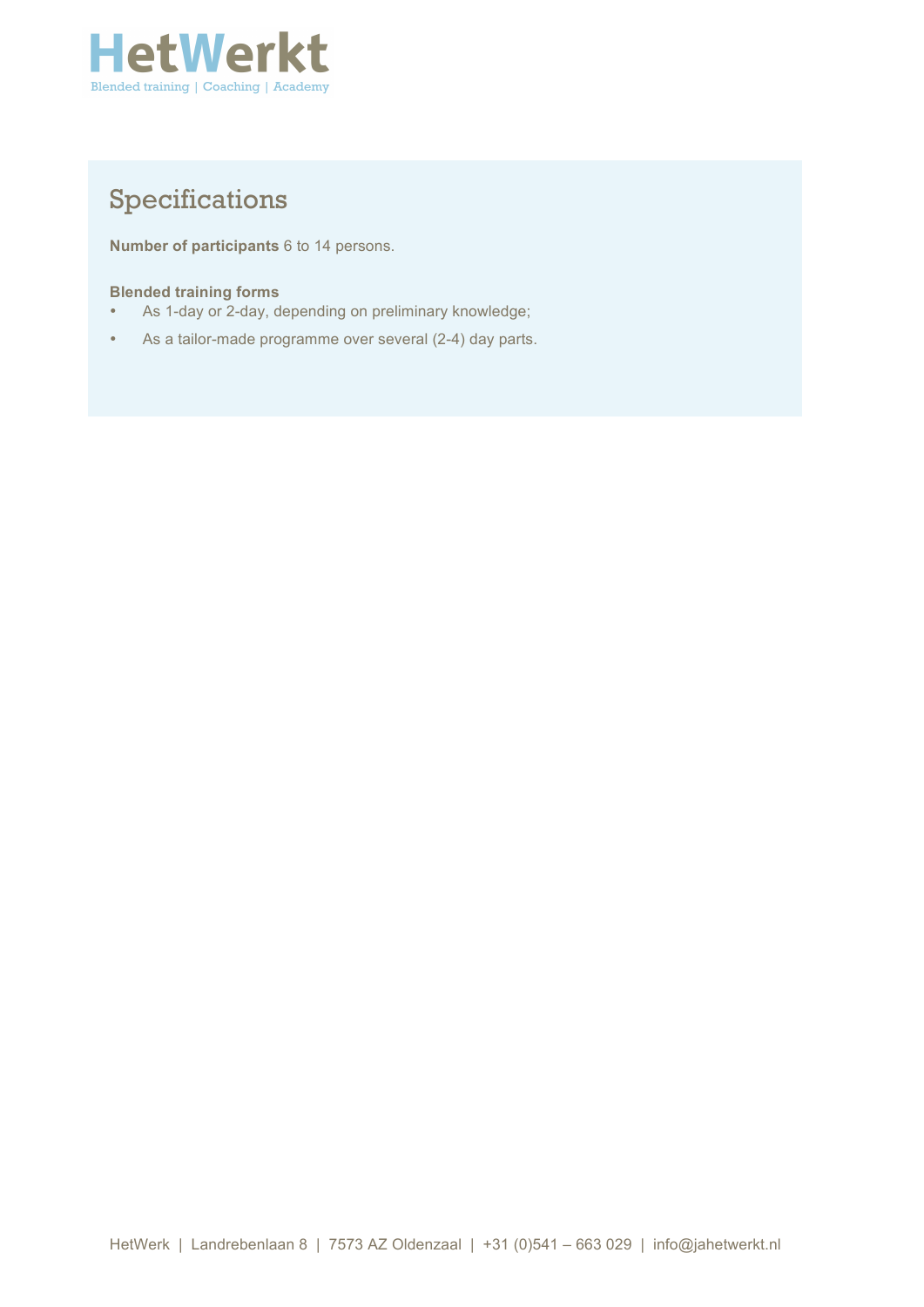## Specifications

**Number of participants** 6 to 14 persons.

**Blended training forms**

- As 1-day or 2-day, depending on preliminary knowledge;
- As a tailor-made programme over several (2-4) day parts.